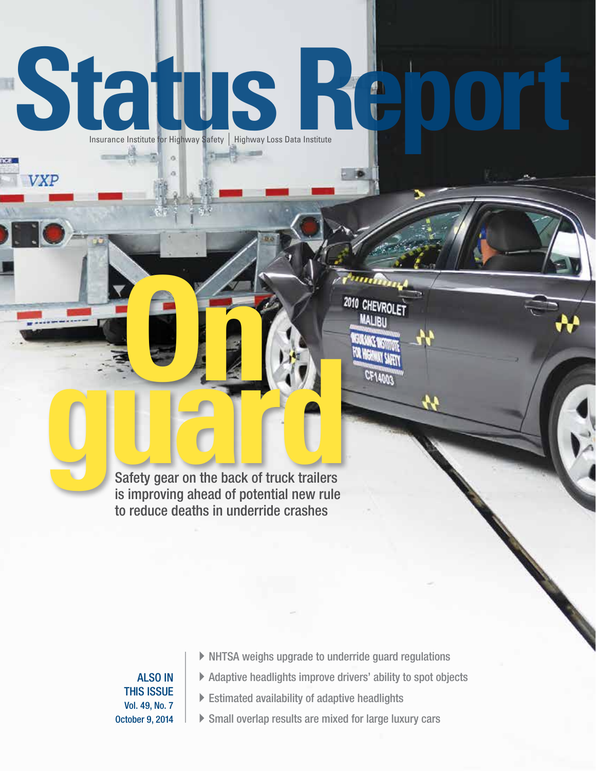# Status Report

Insurance Institute for Highway Safety | Highway Loss Data Institute

## On guard

Safety gear on the back of truck trailers is improving ahead of potential new rule to reduce deaths in underride crashes

**ALSO IN THIS ISSUE**
Vol. 49, No. 7
October 9, 2014

- NHTSA weighs upgrade to underride guard regulations
- Adaptive headlights improve drivers' ability to spot objects
- Estimated availability of adaptive headlights
- Small overlap results are mixed for large luxury cars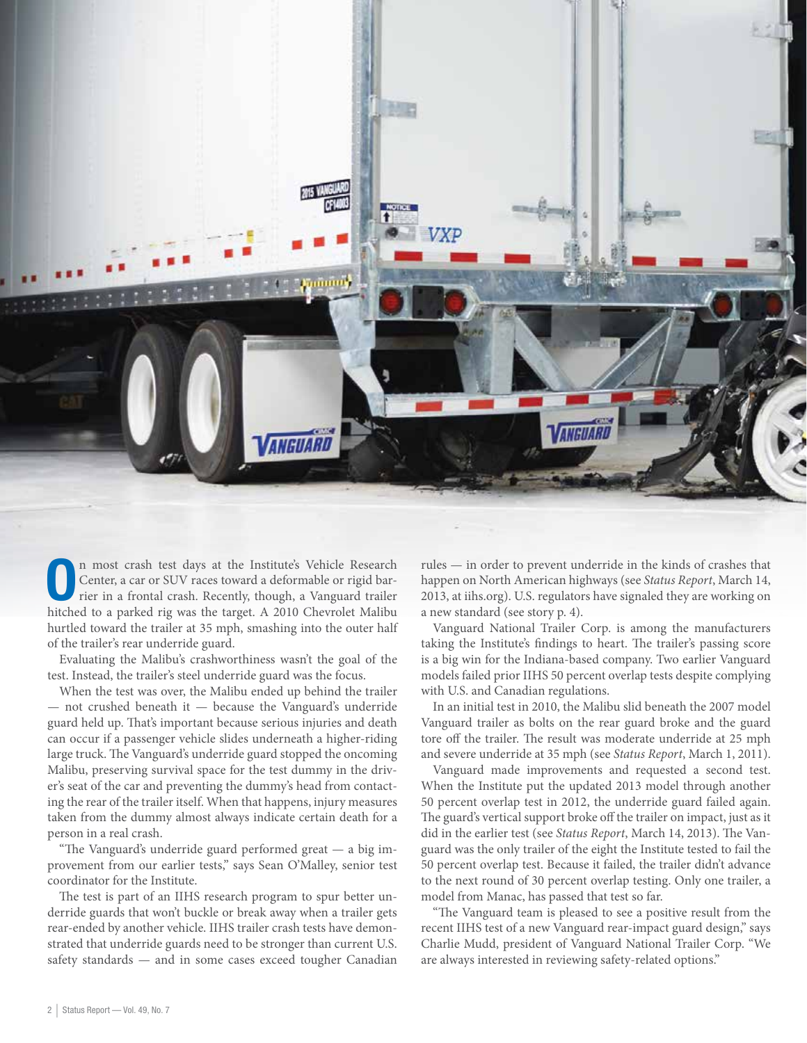On most crash test days at the Institute's Vehicle Research Center, a car or SUV races toward a deformable or rigid barrier in a frontal crash. Recently, though, a Vanguard trailer hitched to a parked rig was the target. A 2010 Chevrolet Malibu hurtled toward the trailer at 35 mph, smashing into the outer half of the trailer's rear underride guard.

Evaluating the Malibu's crashworthiness wasn't the goal of the test. Instead, the trailer's steel underride guard was the focus.

When the test was over, the Malibu ended up behind the trailer — not crushed beneath it — because the Vanguard's underride guard held up. That's important because serious injuries and death can occur if a passenger vehicle slides underneath a higher-riding large truck. The Vanguard's underride guard stopped the oncoming Malibu, preserving survival space for the test dummy in the driver's seat of the car and preventing the dummy's head from contacting the rear of the trailer itself. When that happens, injury measures taken from the dummy almost always indicate certain death for a person in a real crash.

"The Vanguard's underride guard performed great — a big improvement from our earlier tests," says Sean O'Malley, senior test coordinator for the Institute.

The test is part of an IIHS research program to spur better underride guards that won't buckle or break away when a trailer gets rear-ended by another vehicle. IIHS trailer crash tests have demonstrated that underride guards need to be stronger than current U.S. safety standards — and in some cases exceed tougher Canadian rules — in order to prevent underride in the kinds of crashes that happen on North American highways (see *Status Report*, March 14, 2013, at iihs.org). U.S. regulators have signaled they are working on a new standard (see story p. 4).

Vanguard National Trailer Corp. is among the manufacturers taking the Institute's findings to heart. The trailer's passing score is a big win for the Indiana-based company. Two earlier Vanguard models failed prior IIHS 50 percent overlap tests despite complying with U.S. and Canadian regulations.

In an initial test in 2010, the Malibu slid beneath the 2007 model Vanguard trailer as bolts on the rear guard broke and the guard tore off the trailer. The result was moderate underride at 25 mph and severe underride at 35 mph (see *Status Report*, March 1, 2011).

Vanguard made improvements and requested a second test. When the Institute put the updated 2013 model through another 50 percent overlap test in 2012, the underride guard failed again. The guard's vertical support broke off the trailer on impact, just as it did in the earlier test (see *Status Report*, March 14, 2013). The Vanguard was the only trailer of the eight the Institute tested to fail the 50 percent overlap test. Because it failed, the trailer didn't advance to the next round of 30 percent overlap testing. Only one trailer, a model from Manac, has passed that test so far.

"The Vanguard team is pleased to see a positive result from the recent IIHS test of a new Vanguard rear-impact guard design," says Charlie Mudd, president of Vanguard National Trailer Corp. "We are always interested in reviewing safety-related options."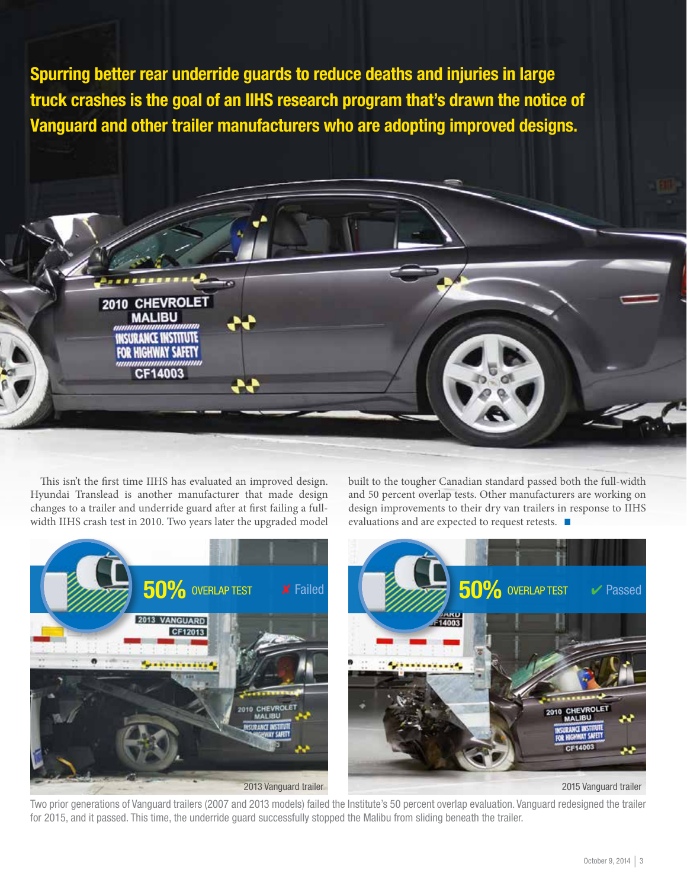**Spurring better rear underride guards to reduce deaths and injuries in large truck crashes is the goal of an IIHS research program that's drawn the notice of Vanguard and other trailer manufacturers who are adopting improved designs.**

This isn't the first time IIHS has evaluated an improved design. Hyundai Translead is another manufacturer that made design changes to a trailer and underride guard after at first failing a full-width IIHS crash test in 2010. Two years later the upgraded model built to the tougher Canadian standard passed both the full-width and 50 percent overlap tests. Other manufacturers are working on design improvements to their dry van trailers in response to IIHS evaluations and are expected to request retests. ■

**50% OVERLAP TEST** ✘ Failed

2013 Vanguard trailer

**50% OVERLAP TEST** ✔ Passed

2015 Vanguard trailer

Two prior generations of Vanguard trailers (2007 and 2013 models) failed the Institute's 50 percent overlap evaluation. Vanguard redesigned the trailer for 2015, and it passed. This time, the underride guard successfully stopped the Malibu from sliding beneath the trailer.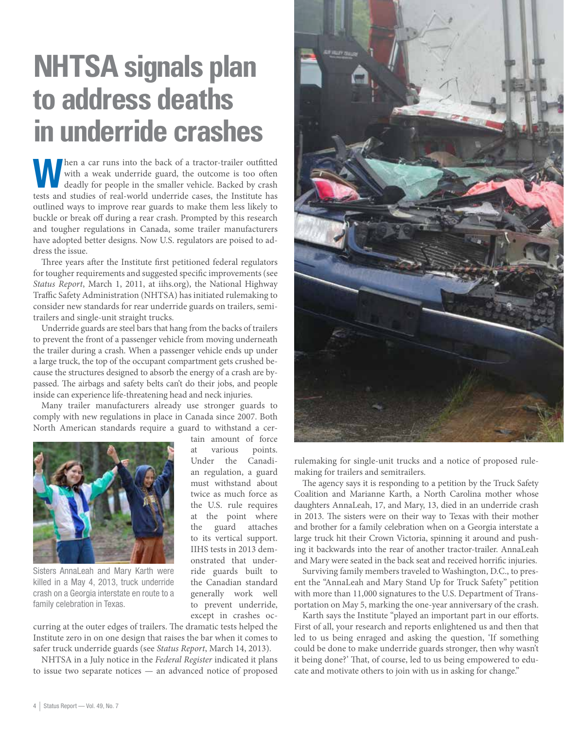# NHTSA signals plan to address deaths in underride crashes

When a car runs into the back of a tractor-trailer outfitted with a weak underride guard, the outcome is too often deadly for people in the smaller vehicle. Backed by crash tests and studies of real-world underride cases, the Institute has outlined ways to improve rear guards to make them less likely to buckle or break off during a rear crash. Prompted by this research and tougher regulations in Canada, some trailer manufacturers have adopted better designs. Now U.S. regulators are poised to address the issue.

Three years after the Institute first petitioned federal regulators for tougher requirements and suggested specific improvements (see *Status Report*, March 1, 2011, at iihs.org), the National Highway Traffic Safety Administration (NHTSA) has initiated rulemaking to consider new standards for rear underride guards on trailers, semitrailers and single-unit straight trucks.

Underride guards are steel bars that hang from the backs of trailers to prevent the front of a passenger vehicle from moving underneath the trailer during a crash. When a passenger vehicle ends up under a large truck, the top of the occupant compartment gets crushed because the structures designed to absorb the energy of a crash are bypassed. The airbags and safety belts can't do their jobs, and people inside can experience life-threatening head and neck injuries.

Many trailer manufacturers already use stronger guards to comply with new regulations in place in Canada since 2007. Both North American standards require a guard to withstand a certain amount of force at various points. Under the Canadian regulation, a guard must withstand about twice as much force as the U.S. rule requires at the point where the guard attaches to its vertical support. IIHS tests in 2013 demonstrated that underride guards built to the Canadian standard generally work well to prevent underride, except in crashes occurring at the outer edges of trailers. The dramatic tests helped the Institute zero in on one design that raises the bar when it comes to safer truck underride guards (see *Status Report*, March 14, 2013).

Sisters AnnaLeah and Mary Karth were killed in a May 4, 2013, truck underride crash on a Georgia interstate en route to a family celebration in Texas.

NHTSA in a July notice in the *Federal Register* indicated it plans to issue two separate notices — an advanced notice of proposed rulemaking for single-unit trucks and a notice of proposed rulemaking for trailers and semitrailers.

The agency says it is responding to a petition by the Truck Safety Coalition and Marianne Karth, a North Carolina mother whose daughters AnnaLeah, 17, and Mary, 13, died in an underride crash in 2013. The sisters were on their way to Texas with their mother and brother for a family celebration when on a Georgia interstate a large truck hit their Crown Victoria, spinning it around and pushing it backwards into the rear of another tractor-trailer. AnnaLeah and Mary were seated in the back seat and received horrific injuries.

Surviving family members traveled to Washington, D.C., to present the "AnnaLeah and Mary Stand Up for Truck Safety" petition with more than 11,000 signatures to the U.S. Department of Transportation on May 5, marking the one-year anniversary of the crash.

Karth says the Institute "played an important part in our efforts. First of all, your research and reports enlightened us and then that led to us being enraged and asking the question, 'If something could be done to make underride guards stronger, then why wasn't it being done?' That, of course, led to us being empowered to educate and motivate others to join with us in asking for change."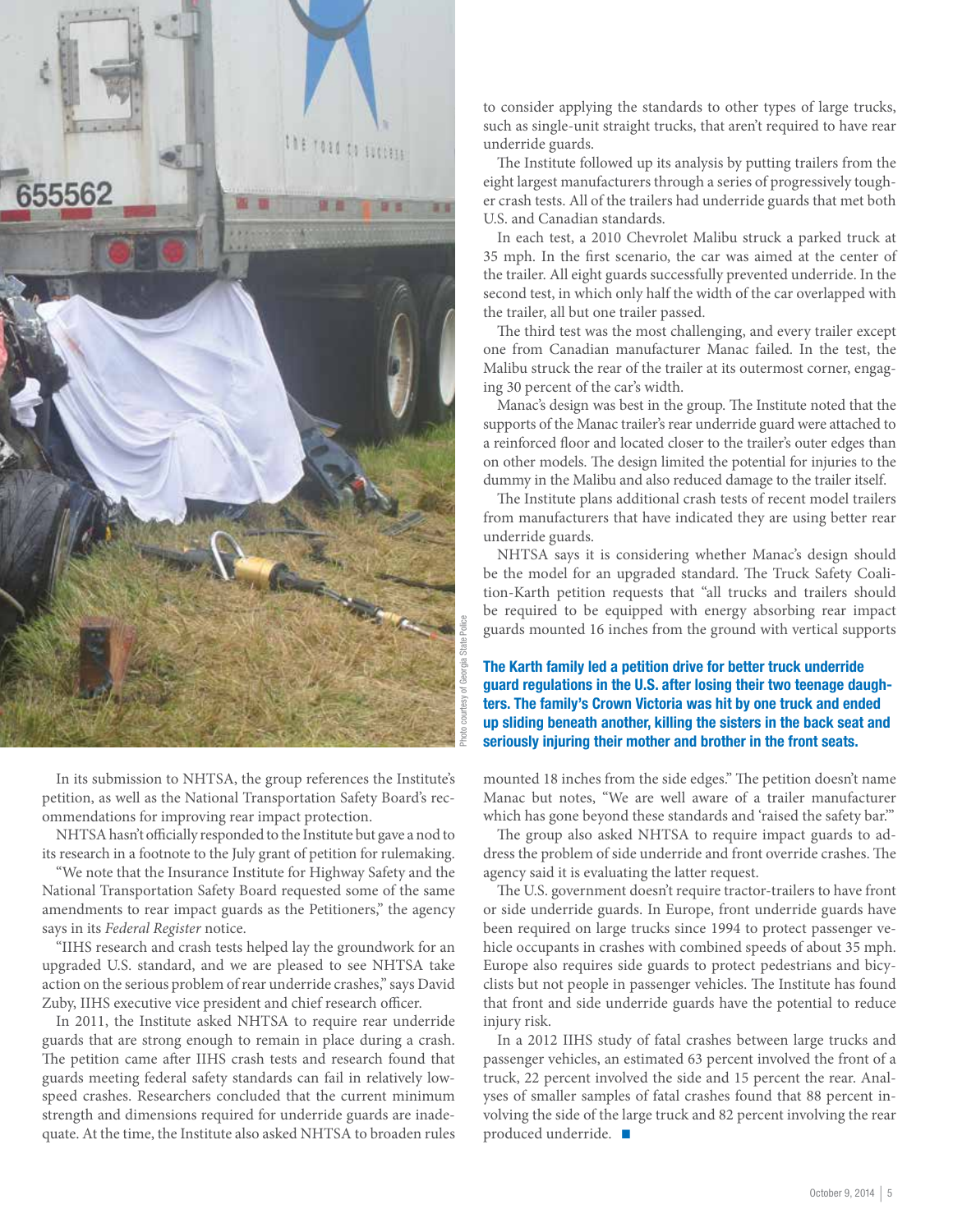In its submission to NHTSA, the group references the Institute's petition, as well as the National Transportation Safety Board's recommendations for improving rear impact protection.

NHTSA hasn't officially responded to the Institute but gave a nod to its research in a footnote to the July grant of petition for rulemaking.

"We note that the Insurance Institute for Highway Safety and the National Transportation Safety Board requested some of the same amendments to rear impact guards as the Petitioners," the agency says in its *Federal Register* notice.

"IIHS research and crash tests helped lay the groundwork for an upgraded U.S. standard, and we are pleased to see NHTSA take action on the serious problem of rear underride crashes," says David Zuby, IIHS executive vice president and chief research officer.

In 2011, the Institute asked NHTSA to require rear underride guards that are strong enough to remain in place during a crash. The petition came after IIHS crash tests and research found that guards meeting federal safety standards can fail in relatively low-speed crashes. Researchers concluded that the current minimum strength and dimensions required for underride guards are inadequate. At the time, the Institute also asked NHTSA to broaden rules to consider applying the standards to other types of large trucks, such as single-unit straight trucks, that aren't required to have rear underride guards.

The Institute followed up its analysis by putting trailers from the eight largest manufacturers through a series of progressively tougher crash tests. All of the trailers had underride guards that met both U.S. and Canadian standards.

In each test, a 2010 Chevrolet Malibu struck a parked truck at 35 mph. In the first scenario, the car was aimed at the center of the trailer. All eight guards successfully prevented underride. In the second test, in which only half the width of the car overlapped with the trailer, all but one trailer passed.

The third test was the most challenging, and every trailer except one from Canadian manufacturer Manac failed. In the test, the Malibu struck the rear of the trailer at its outermost corner, engaging 30 percent of the car's width.

Manac's design was best in the group. The Institute noted that the supports of the Manac trailer's rear underride guard were attached to a reinforced floor and located closer to the trailer's outer edges than on other models. The design limited the potential for injuries to the dummy in the Malibu and also reduced damage to the trailer itself.

The Institute plans additional crash tests of recent model trailers from manufacturers that have indicated they are using better rear underride guards.

NHTSA says it is considering whether Manac's design should be the model for an upgraded standard. The Truck Safety Coalition-Karth petition requests that "all trucks and trailers should be required to be equipped with energy absorbing rear impact guards mounted 16 inches from the ground with vertical supports mounted 18 inches from the side edges." The petition doesn't name Manac but notes, "We are well aware of a trailer manufacturer which has gone beyond these standards and 'raised the safety bar.'"

**The Karth family led a petition drive for better truck underride guard regulations in the U.S. after losing their two teenage daughters. The family's Crown Victoria was hit by one truck and ended up sliding beneath another, killing the sisters in the back seat and seriously injuring their mother and brother in the front seats.**

Photo courtesy of Georgia State Police

The group also asked NHTSA to require impact guards to address the problem of side underride and front override crashes. The agency said it is evaluating the latter request.

The U.S. government doesn't require tractor-trailers to have front or side underride guards. In Europe, front underride guards have been required on large trucks since 1994 to protect passenger vehicle occupants in crashes with combined speeds of about 35 mph. Europe also requires side guards to protect pedestrians and bicyclists but not people in passenger vehicles. The Institute has found that front and side underride guards have the potential to reduce injury risk.

In a 2012 IIHS study of fatal crashes between large trucks and passenger vehicles, an estimated 63 percent involved the front of a truck, 22 percent involved the side and 15 percent the rear. Analyses of smaller samples of fatal crashes found that 88 percent involving the side of the large truck and 82 percent involving the rear produced underride. ■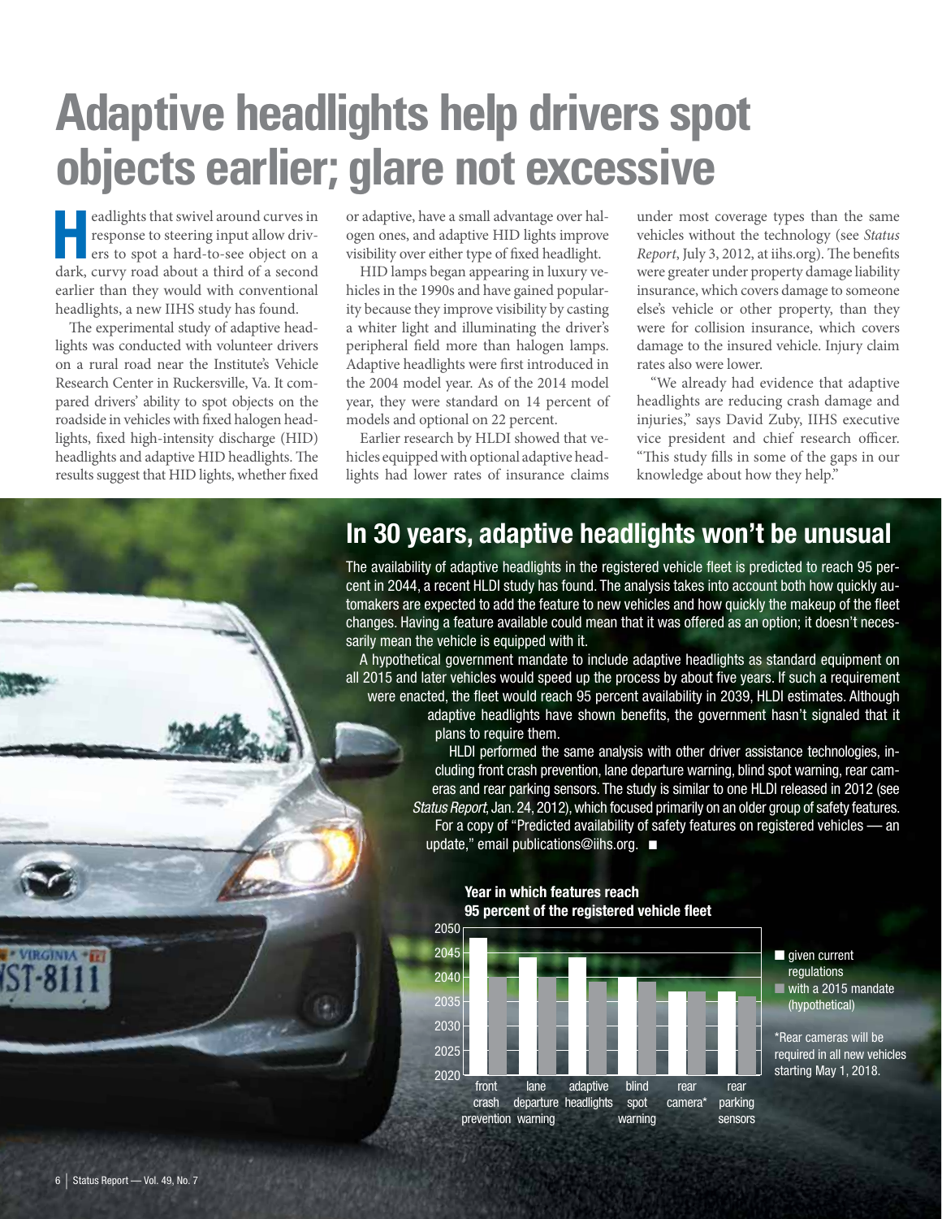# Adaptive headlights help drivers spot objects earlier; glare not excessive

Headlights that swivel around curves in response to steering input allow drivers to spot a hard-to-see object on a dark, curvy road about a third of a second earlier than they would with conventional headlights, a new IIHS study has found.

The experimental study of adaptive headlights was conducted with volunteer drivers on a rural road near the Institute's Vehicle Research Center in Ruckersville, Va. It compared drivers' ability to spot objects on the roadside in vehicles with fixed halogen headlights, fixed high-intensity discharge (HID) headlights and adaptive HID headlights. The results suggest that HID lights, whether fixed or adaptive, have a small advantage over halogen ones, and adaptive HID lights improve visibility over either type of fixed headlight.

HID lamps began appearing in luxury vehicles in the 1990s and have gained popularity because they improve visibility by casting a whiter light and illuminating the driver's peripheral field more than halogen lamps. Adaptive headlights were first introduced in the 2004 model year. As of the 2014 model year, they were standard on 14 percent of models and optional on 22 percent.

Earlier research by HLDI showed that vehicles equipped with optional adaptive headlights had lower rates of insurance claims under most coverage types than the same vehicles without the technology (see *Status Report*, July 3, 2012, at iihs.org). The benefits were greater under property damage liability insurance, which covers damage to someone else's vehicle or other property, than they were for collision insurance, which covers damage to the insured vehicle. Injury claim rates also were lower.

"We already had evidence that adaptive headlights are reducing crash damage and injuries," says David Zuby, IIHS executive vice president and chief research officer. "This study fills in some of the gaps in our knowledge about how they help."

## In 30 years, adaptive headlights won't be unusual

The availability of adaptive headlights in the registered vehicle fleet is predicted to reach 95 percent in 2044, a recent HLDI study has found. The analysis takes into account both how quickly automakers are expected to add the feature to new vehicles and how quickly the makeup of the fleet changes. Having a feature available could mean that it was offered as an option; it doesn't necessarily mean the vehicle is equipped with it.

A hypothetical government mandate to include adaptive headlights as standard equipment on all 2015 and later vehicles would speed up the process by about five years. If such a requirement were enacted, the fleet would reach 95 percent availability in 2039, HLDI estimates. Although adaptive headlights have shown benefits, the government hasn't signaled that it plans to require them.

HLDI performed the same analysis with other driver assistance technologies, including front crash prevention, lane departure warning, blind spot warning, rear cameras and rear parking sensors. The study is similar to one HLDI released in 2012 (see *Status Report*, Jan. 24, 2012), which focused primarily on an older group of safety features.

For a copy of "Predicted availability of safety features on registered vehicles — an update," email publications@iihs.org. ■

**Year in which features reach 95 percent of the registered vehicle fleet**

Legend: given current regulations; with a 2015 mandate (hypothetical)

Features: front crash prevention, lane departure warning, adaptive headlights, blind spot warning, rear camera*, rear parking sensors

*Rear cameras will be required in all new vehicles starting May 1, 2018.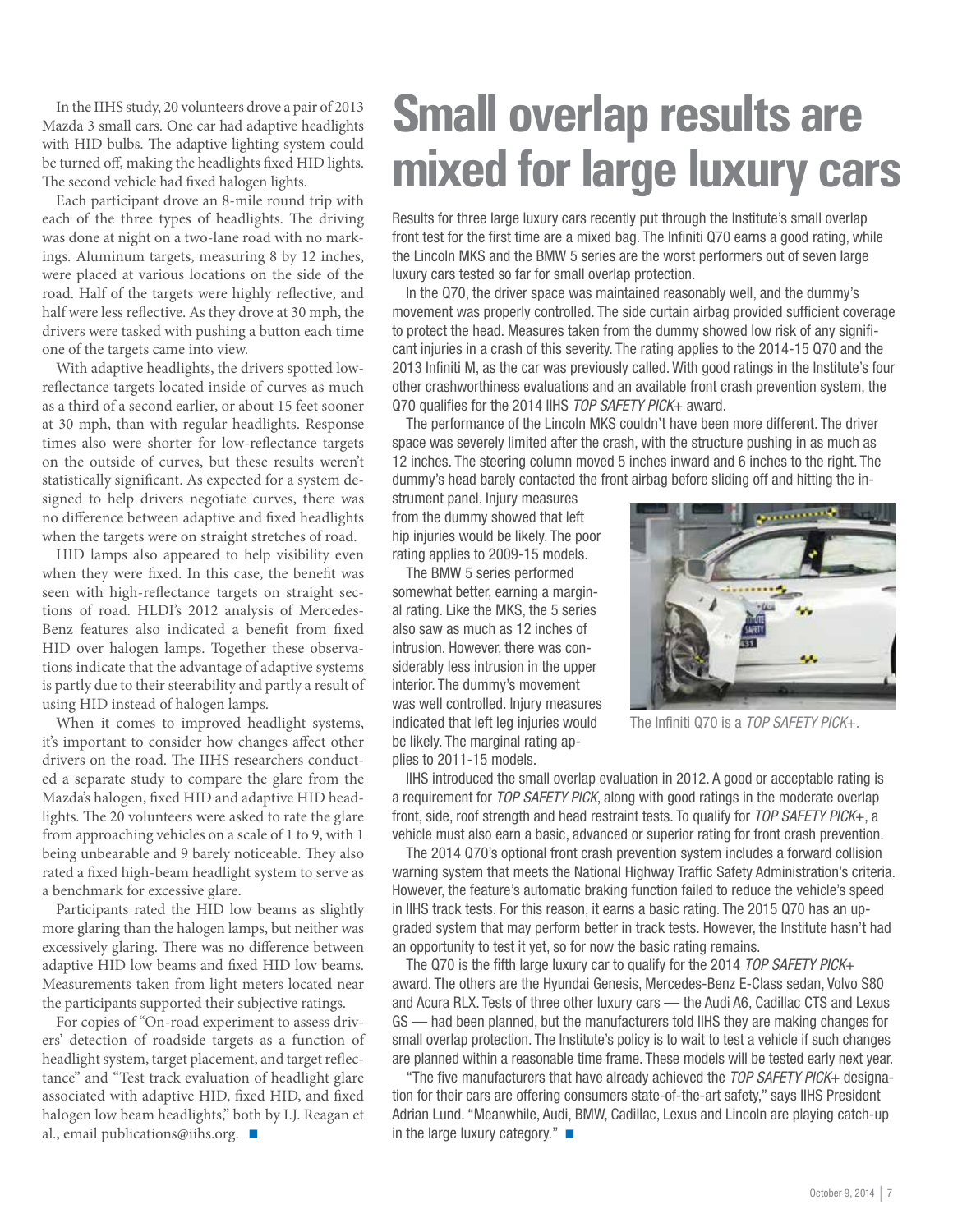In the IIHS study, 20 volunteers drove a pair of 2013 Mazda 3 small cars. One car had adaptive headlights with HID bulbs. The adaptive lighting system could be turned off, making the headlights fixed HID lights. The second vehicle had fixed halogen lights.

Each participant drove an 8-mile round trip with each of the three types of headlights. The driving was done at night on a two-lane road with no markings. Aluminum targets, measuring 8 by 12 inches, were placed at various locations on the side of the road. Half of the targets were highly reflective, and half were less reflective. As they drove at 30 mph, the drivers were tasked with pushing a button each time one of the targets came into view.

With adaptive headlights, the drivers spotted low-reflectance targets located inside of curves as much as a third of a second earlier, or about 15 feet sooner at 30 mph, than with regular headlights. Response times also were shorter for low-reflectance targets on the outside of curves, but these results weren't statistically significant. As expected for a system designed to help drivers negotiate curves, there was no difference between adaptive and fixed headlights when the targets were on straight stretches of road.

HID lamps also appeared to help visibility even when they were fixed. In this case, the benefit was seen with high-reflectance targets on straight sections of road. HLDI's 2012 analysis of Mercedes-Benz features also indicated a benefit from fixed HID over halogen lamps. Together these observations indicate that the advantage of adaptive systems is partly due to their steerability and partly a result of using HID instead of halogen lamps.

When it comes to improved headlight systems, it's important to consider how changes affect other drivers on the road. The IIHS researchers conducted a separate study to compare the glare from the Mazda's halogen, fixed HID and adaptive HID headlights. The 20 volunteers were asked to rate the glare from approaching vehicles on a scale of 1 to 9, with 1 being unbearable and 9 barely noticeable. They also rated a fixed high-beam headlight system to serve as a benchmark for excessive glare.

Participants rated the HID low beams as slightly more glaring than the halogen lamps, but neither was excessively glaring. There was no difference between adaptive HID low beams and fixed HID low beams. Measurements taken from light meters located near the participants supported their subjective ratings.

For copies of "On-road experiment to assess drivers' detection of roadside targets as a function of headlight system, target placement, and target reflectance" and "Test track evaluation of headlight glare associated with adaptive HID, fixed HID, and fixed halogen low beam headlights," both by I.J. Reagan et al., email publications@iihs.org. ■

# Small overlap results are mixed for large luxury cars

Results for three large luxury cars recently put through the Institute's small overlap front test for the first time are a mixed bag. The Infiniti Q70 earns a good rating, while the Lincoln MKS and the BMW 5 series are the worst performers out of seven large luxury cars tested so far for small overlap protection.

In the Q70, the driver space was maintained reasonably well, and the dummy's movement was properly controlled. The side curtain airbag provided sufficient coverage to protect the head. Measures taken from the dummy showed low risk of any significant injuries in a crash of this severity. The rating applies to the 2014-15 Q70 and the 2013 Infiniti M, as the car was previously called. With good ratings in the Institute's four other crashworthiness evaluations and an available front crash prevention system, the Q70 qualifies for the 2014 IIHS *TOP SAFETY PICK+* award.

The performance of the Lincoln MKS couldn't have been more different. The driver space was severely limited after the crash, with the structure pushing in as much as 12 inches. The steering column moved 5 inches inward and 6 inches to the right. The dummy's head barely contacted the front airbag before sliding off and hitting the instrument panel. Injury measures from the dummy showed that left hip injuries would be likely. The poor rating applies to 2009-15 models.

The BMW 5 series performed somewhat better, earning a marginal rating. Like the MKS, the 5 series also saw as much as 12 inches of intrusion. However, there was considerably less intrusion in the upper interior. The dummy's movement was well controlled. Injury measures indicated that left leg injuries would be likely. The marginal rating applies to 2011-15 models.

The Infiniti Q70 is a *TOP SAFETY PICK+*.

IIHS introduced the small overlap evaluation in 2012. A good or acceptable rating is a requirement for *TOP SAFETY PICK*, along with good ratings in the moderate overlap front, side, roof strength and head restraint tests. To qualify for *TOP SAFETY PICK+*, a vehicle must also earn a basic, advanced or superior rating for front crash prevention.

The 2014 Q70's optional front crash prevention system includes a forward collision warning system that meets the National Highway Traffic Safety Administration's criteria. However, the feature's automatic braking function failed to reduce the vehicle's speed in IIHS track tests. For this reason, it earns a basic rating. The 2015 Q70 has an upgraded system that may perform better in track tests. However, the Institute hasn't had an opportunity to test it yet, so for now the basic rating remains.

The Q70 is the fifth large luxury car to qualify for the 2014 *TOP SAFETY PICK+* award. The others are the Hyundai Genesis, Mercedes-Benz E-Class sedan, Volvo S80 and Acura RLX. Tests of three other luxury cars — the Audi A6, Cadillac CTS and Lexus GS — had been planned, but the manufacturers told IIHS they are making changes for small overlap protection. The Institute's policy is to wait to test a vehicle if such changes are planned within a reasonable time frame. These models will be tested early next year.

"The five manufacturers that have already achieved the *TOP SAFETY PICK+* designation for their cars are offering consumers state-of-the-art safety," says IIHS President Adrian Lund. "Meanwhile, Audi, BMW, Cadillac, Lexus and Lincoln are playing catch-up in the large luxury category." ■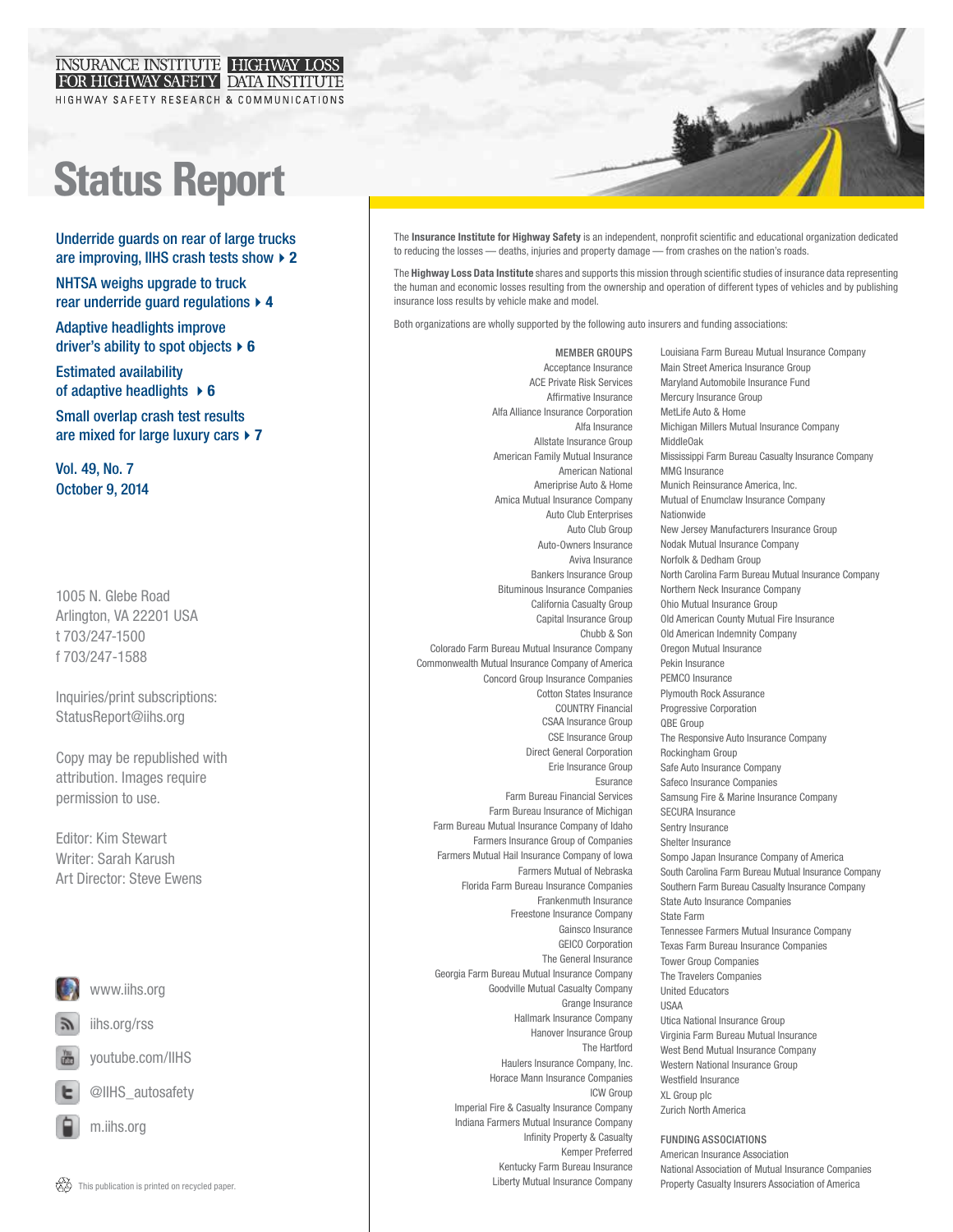INSURANCE INSTITUTE FOR HIGHWAY SAFETY | HIGHWAY LOSS DATA INSTITUTE

HIGHWAY SAFETY RESEARCH & COMMUNICATIONS

# Status Report

Underride guards on rear of large trucks are improving, IIHS crash tests show ▸ 2

NHTSA weighs upgrade to truck rear underride guard regulations ▸ 4

Adaptive headlights improve driver's ability to spot objects ▸ 6

Estimated availability of adaptive headlights ▸ 6

Small overlap crash test results are mixed for large luxury cars ▸ 7

Vol. 49, No. 7
October 9, 2014

1005 N. Glebe Road
Arlington, VA 22201 USA
t 703/247-1500
f 703/247-1588

Inquiries/print subscriptions:
StatusReport@iihs.org

Copy may be republished with attribution. Images require permission to use.

Editor: Kim Stewart
Writer: Sarah Karush
Art Director: Steve Ewens

www.iihs.org
iihs.org/rss
youtube.com/IIHS
@IIHS_autosafety
m.iihs.org

This publication is printed on recycled paper.

The **Insurance Institute for Highway Safety** is an independent, nonprofit scientific and educational organization dedicated to reducing the losses — deaths, injuries and property damage — from crashes on the nation's roads.

The **Highway Loss Data Institute** shares and supports this mission through scientific studies of insurance data representing the human and economic losses resulting from the ownership and operation of different types of vehicles and by publishing insurance loss results by vehicle make and model.

Both organizations are wholly supported by the following auto insurers and funding associations:

MEMBER GROUPS

Acceptance Insurance
ACE Private Risk Services
Affirmative Insurance
Alfa Alliance Insurance Corporation
Alfa Insurance
Allstate Insurance Group
American Family Mutual Insurance
American National
Ameriprise Auto & Home
Amica Mutual Insurance Company
Auto Club Enterprises
Auto Club Group
Auto-Owners Insurance
Aviva Insurance
Bankers Insurance Group
Bituminous Insurance Companies
California Casualty Group
Capital Insurance Group
Chubb & Son
Colorado Farm Bureau Mutual Insurance Company
Commonwealth Mutual Insurance Company of America
Concord Group Insurance Companies
Cotton States Insurance
COUNTRY Financial
CSAA Insurance Group
CSE Insurance Group
Direct General Corporation
Erie Insurance Group
Esurance
Farm Bureau Financial Services
Farm Bureau Insurance of Michigan
Farm Bureau Mutual Insurance Company of Idaho
Farmers Insurance Group of Companies
Farmers Mutual Hail Insurance Company of Iowa
Farmers Mutual of Nebraska
Florida Farm Bureau Insurance Companies
Frankenmuth Insurance
Freestone Insurance Company
Gainsco Insurance
GEICO Corporation
The General Insurance
Georgia Farm Bureau Mutual Insurance Company
Goodville Mutual Casualty Company
Grange Insurance
Hallmark Insurance Company
Hanover Insurance Group
The Hartford
Haulers Insurance Company, Inc.
Horace Mann Insurance Companies
ICW Group
Imperial Fire & Casualty Insurance Company
Indiana Farmers Mutual Insurance Company
Infinity Property & Casualty
Kemper Preferred
Kentucky Farm Bureau Insurance
Liberty Mutual Insurance Company
Louisiana Farm Bureau Mutual Insurance Company
Main Street America Insurance Group
Maryland Automobile Insurance Fund
Mercury Insurance Group
MetLife Auto & Home
Michigan Millers Mutual Insurance Company
MiddleOak
Mississippi Farm Bureau Casualty Insurance Company
MMG Insurance
Munich Reinsurance America, Inc.
Mutual of Enumclaw Insurance Company
Nationwide
New Jersey Manufacturers Insurance Group
Nodak Mutual Insurance Company
Norfolk & Dedham Group
North Carolina Farm Bureau Mutual Insurance Company
Northern Neck Insurance Company
Ohio Mutual Insurance Group
Old American County Mutual Fire Insurance
Old American Indemnity Company
Oregon Mutual Insurance
Pekin Insurance
PEMCO Insurance
Plymouth Rock Assurance
Progressive Corporation
QBE Group
The Responsive Auto Insurance Company
Rockingham Group
Safe Auto Insurance Company
Safeco Insurance Companies
Samsung Fire & Marine Insurance Company
SECURA Insurance
Sentry Insurance
Shelter Insurance
Sompo Japan Insurance Company of America
South Carolina Farm Bureau Mutual Insurance Company
Southern Farm Bureau Casualty Insurance Company
State Auto Insurance Companies
State Farm
Tennessee Farmers Mutual Insurance Company
Texas Farm Bureau Insurance Companies
Tower Group Companies
The Travelers Companies
United Educators
USAA
Utica National Insurance Group
Virginia Farm Bureau Mutual Insurance
West Bend Mutual Insurance Company
Western National Insurance Group
Westfield Insurance
XL Group plc
Zurich North America

FUNDING ASSOCIATIONS

American Insurance Association
National Association of Mutual Insurance Companies
Property Casualty Insurers Association of America